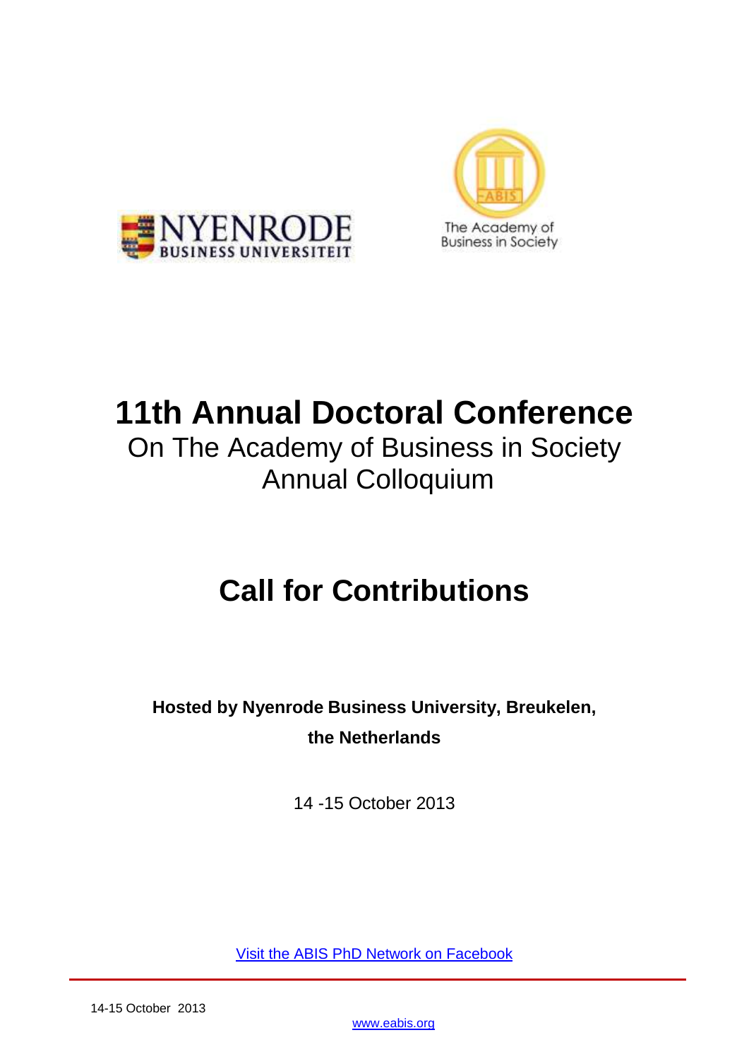# 11th Annual Doctoral Conference

On The Academy of Business in Society Annual Colloquium

# Call for Contributions

**Hosted by Nyenrode Business University, Breukelen, the Netherlands**

14 -15 October 2013

[Visit the ABIS PhD Network on Facebook]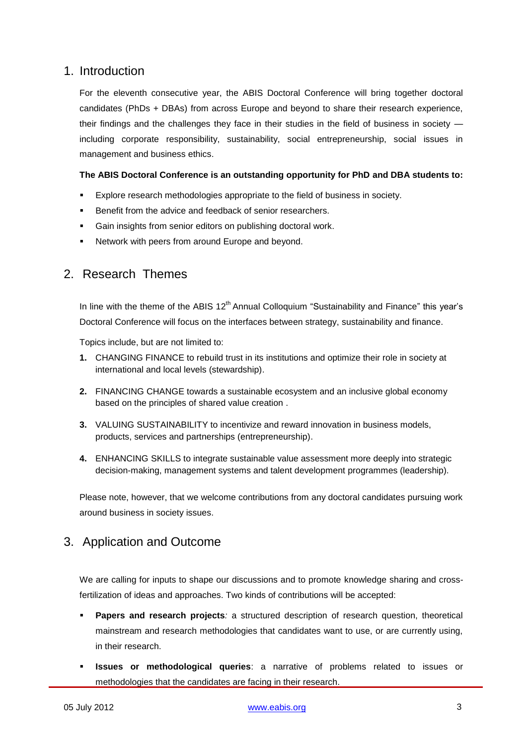## 1. Introduction

For the eleventh consecutive year, the ABIS Doctoral Conference will bring together doctoral candidates (PhDs + DBAs) from across Europe and beyond to share their research experience, their findings and the challenges they face in their studies in the field of business in society — including corporate responsibility, sustainability, social entrepreneurship, social issues in management and business ethics.

**The ABIS Doctoral Conference is an outstanding opportunity for PhD and DBA students to:**

- Explore research methodologies appropriate to the field of business in society.
- Benefit from the advice and feedback of senior researchers.
- Gain insights from senior editors on publishing doctoral work.
- Network with peers from around Europe and beyond.

## 2. Research Themes

In line with the theme of the ABIS 12th Annual Colloquium "Sustainability and Finance" this year's Doctoral Conference will focus on the interfaces between strategy, sustainability and finance.

Topics include, but are not limited to:

1. CHANGING FINANCE to rebuild trust in its institutions and optimize their role in society at international and local levels (stewardship).
2. FINANCING CHANGE towards a sustainable ecosystem and an inclusive global economy based on the principles of shared value creation .
3. VALUING SUSTAINABILITY to incentivize and reward innovation in business models, products, services and partnerships (entrepreneurship).
4. ENHANCING SKILLS to integrate sustainable value assessment more deeply into strategic decision-making, management systems and talent development programmes (leadership).

Please note, however, that we welcome contributions from any doctoral candidates pursuing work around business in society issues.

## 3. Application and Outcome

We are calling for inputs to shape our discussions and to promote knowledge sharing and cross-fertilization of ideas and approaches. Two kinds of contributions will be accepted:

- **Papers and research projects***:* a structured description of research question, theoretical mainstream and research methodologies that candidates want to use, or are currently using, in their research.
- **Issues or methodological queries**: a narrative of problems related to issues or methodologies that the candidates are facing in their research.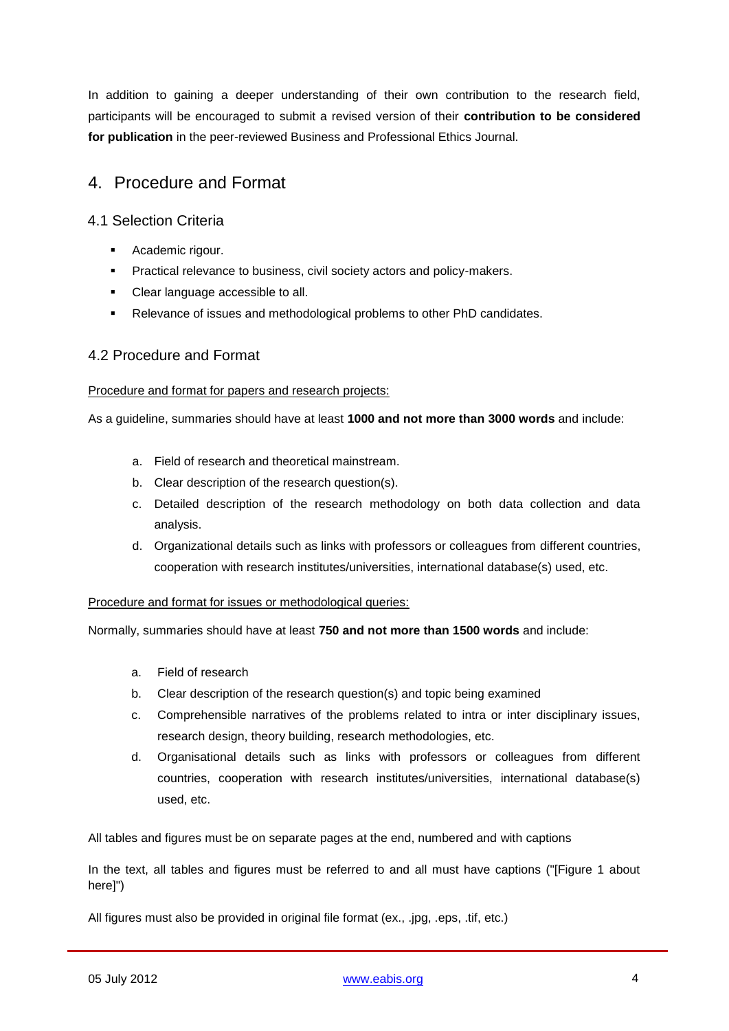In addition to gaining a deeper understanding of their own contribution to the research field, participants will be encouraged to submit a revised version of their **contribution to be considered for publication** in the peer-reviewed Business and Professional Ethics Journal.

## 4. Procedure and Format

### 4.1 Selection Criteria

- Academic rigour.
- Practical relevance to business, civil society actors and policy-makers.
- Clear language accessible to all.
- Relevance of issues and methodological problems to other PhD candidates.

### 4.2 Procedure and Format

Procedure and format for papers and research projects:

As a guideline, summaries should have at least **1000 and not more than 3000 words** and include:

a. Field of research and theoretical mainstream.
b. Clear description of the research question(s).
c. Detailed description of the research methodology on both data collection and data analysis.
d. Organizational details such as links with professors or colleagues from different countries, cooperation with research institutes/universities, international database(s) used, etc.

Procedure and format for issues or methodological queries:

Normally, summaries should have at least **750 and not more than 1500 words** and include:

a. Field of research
b. Clear description of the research question(s) and topic being examined
c. Comprehensible narratives of the problems related to intra or inter disciplinary issues, research design, theory building, research methodologies, etc.
d. Organisational details such as links with professors or colleagues from different countries, cooperation with research institutes/universities, international database(s) used, etc.

All tables and figures must be on separate pages at the end, numbered and with captions

In the text, all tables and figures must be referred to and all must have captions ("[Figure 1 about here]")

All figures must also be provided in original file format (ex., .jpg, .eps, .tif, etc.)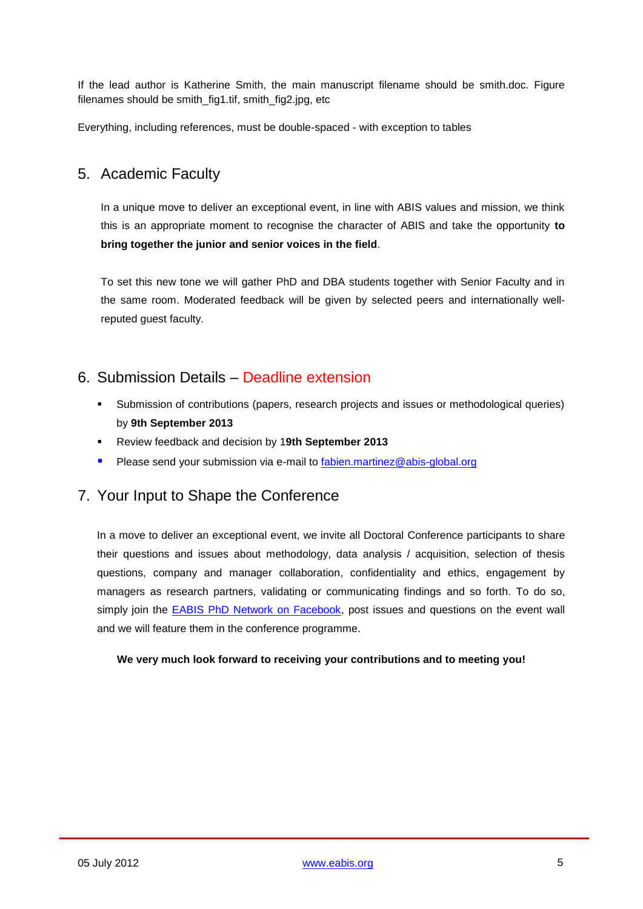If the lead author is Katherine Smith, the main manuscript filename should be smith.doc. Figure filenames should be smith_fig1.tif, smith_fig2.jpg, etc

Everything, including references, must be double-spaced - with exception to tables

## 5. Academic Faculty

In a unique move to deliver an exceptional event, in line with ABIS values and mission, we think this is an appropriate moment to recognise the character of ABIS and take the opportunity **to bring together the junior and senior voices in the field**.

To set this new tone we will gather PhD and DBA students together with Senior Faculty and in the same room. Moderated feedback will be given by selected peers and internationally well-reputed guest faculty.

## 6. Submission Details – Deadline extension

- Submission of contributions (papers, research projects and issues or methodological queries) by **9th September 2013**
- Review feedback and decision by 1**9th September 2013**
- Please send your submission via e-mail to [fabien.martinez@abis-global.org](mailto:fabien.martinez@abis-global.org)

## 7. Your Input to Shape the Conference

In a move to deliver an exceptional event, we invite all Doctoral Conference participants to share their questions and issues about methodology, data analysis / acquisition, selection of thesis questions, company and manager collaboration, confidentiality and ethics, engagement by managers as research partners, validating or communicating findings and so forth. To do so, simply join the EABIS PhD Network on Facebook, post issues and questions on the event wall and we will feature them in the conference programme.

**We very much look forward to receiving your contributions and to meeting you!**